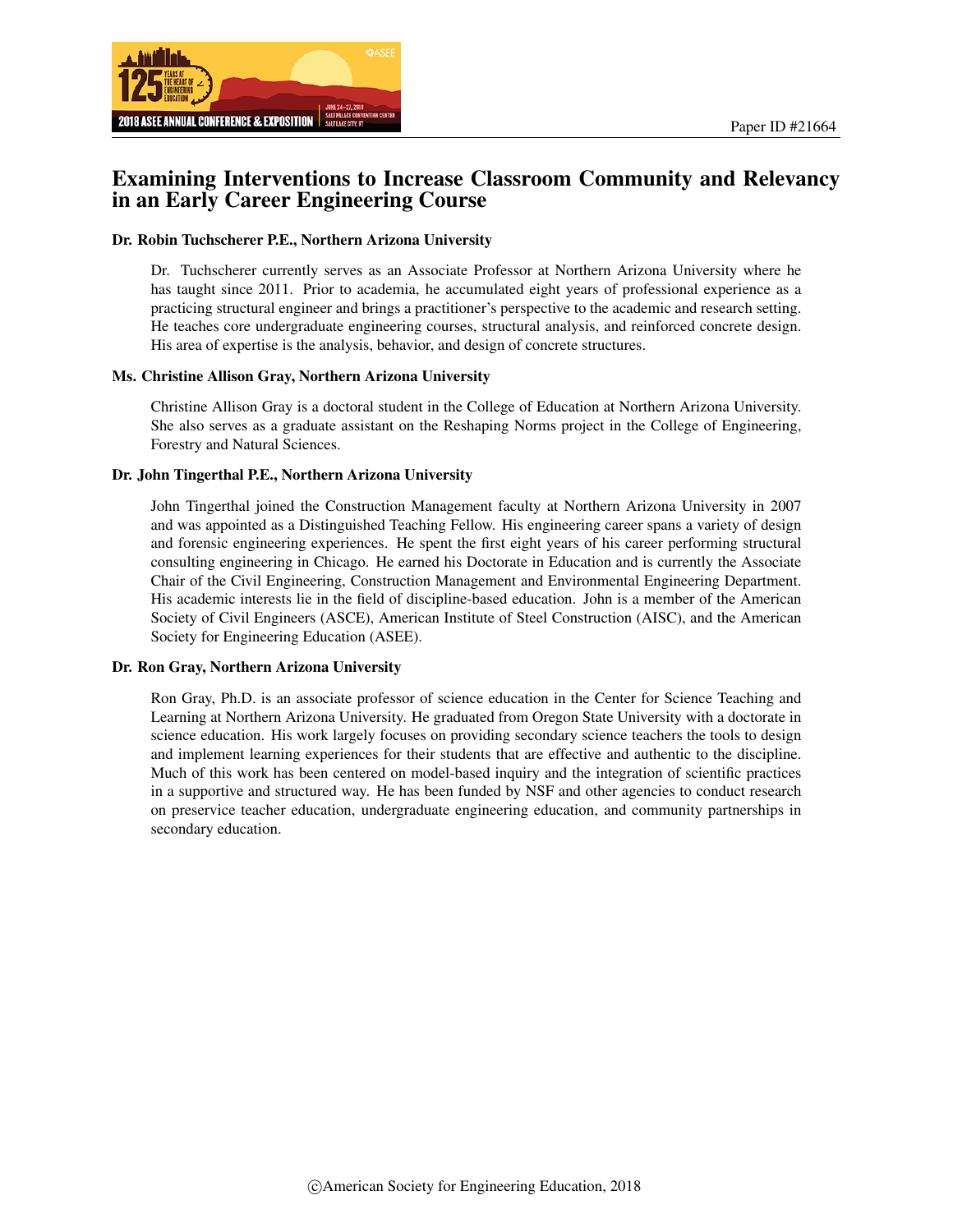Paper ID #21664

# Examining Interventions to Increase Classroom Community and Relevancy in an Early Career Engineering Course

### Dr. Robin Tuchscherer P.E., Northern Arizona University

Dr. Tuchscherer currently serves as an Associate Professor at Northern Arizona University where he has taught since 2011. Prior to academia, he accumulated eight years of professional experience as a practicing structural engineer and brings a practitioner's perspective to the academic and research setting. He teaches core undergraduate engineering courses, structural analysis, and reinforced concrete design. His area of expertise is the analysis, behavior, and design of concrete structures.

### Ms. Christine Allison Gray, Northern Arizona University

Christine Allison Gray is a doctoral student in the College of Education at Northern Arizona University. She also serves as a graduate assistant on the Reshaping Norms project in the College of Engineering, Forestry and Natural Sciences.

### Dr. John Tingerthal P.E., Northern Arizona University

John Tingerthal joined the Construction Management faculty at Northern Arizona University in 2007 and was appointed as a Distinguished Teaching Fellow. His engineering career spans a variety of design and forensic engineering experiences. He spent the first eight years of his career performing structural consulting engineering in Chicago. He earned his Doctorate in Education and is currently the Associate Chair of the Civil Engineering, Construction Management and Environmental Engineering Department. His academic interests lie in the field of discipline-based education. John is a member of the American Society of Civil Engineers (ASCE), American Institute of Steel Construction (AISC), and the American Society for Engineering Education (ASEE).

### Dr. Ron Gray, Northern Arizona University

Ron Gray, Ph.D. is an associate professor of science education in the Center for Science Teaching and Learning at Northern Arizona University. He graduated from Oregon State University with a doctorate in science education. His work largely focuses on providing secondary science teachers the tools to design and implement learning experiences for their students that are effective and authentic to the discipline. Much of this work has been centered on model-based inquiry and the integration of scientific practices in a supportive and structured way. He has been funded by NSF and other agencies to conduct research on preservice teacher education, undergraduate engineering education, and community partnerships in secondary education.

©American Society for Engineering Education, 2018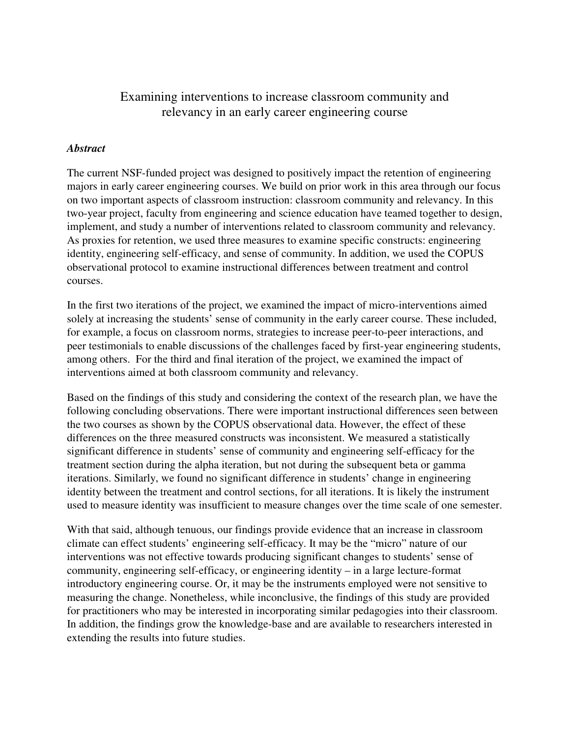# Examining interventions to increase classroom community and relevancy in an early career engineering course

***Abstract***

The current NSF-funded project was designed to positively impact the retention of engineering majors in early career engineering courses. We build on prior work in this area through our focus on two important aspects of classroom instruction: classroom community and relevancy. In this two-year project, faculty from engineering and science education have teamed together to design, implement, and study a number of interventions related to classroom community and relevancy. As proxies for retention, we used three measures to examine specific constructs: engineering identity, engineering self-efficacy, and sense of community. In addition, we used the COPUS observational protocol to examine instructional differences between treatment and control courses.

In the first two iterations of the project, we examined the impact of micro-interventions aimed solely at increasing the students' sense of community in the early career course. These included, for example, a focus on classroom norms, strategies to increase peer-to-peer interactions, and peer testimonials to enable discussions of the challenges faced by first-year engineering students, among others. For the third and final iteration of the project, we examined the impact of interventions aimed at both classroom community and relevancy.

Based on the findings of this study and considering the context of the research plan, we have the following concluding observations. There were important instructional differences seen between the two courses as shown by the COPUS observational data. However, the effect of these differences on the three measured constructs was inconsistent. We measured a statistically significant difference in students' sense of community and engineering self-efficacy for the treatment section during the alpha iteration, but not during the subsequent beta or gamma iterations. Similarly, we found no significant difference in students' change in engineering identity between the treatment and control sections, for all iterations. It is likely the instrument used to measure identity was insufficient to measure changes over the time scale of one semester.

With that said, although tenuous, our findings provide evidence that an increase in classroom climate can effect students' engineering self-efficacy. It may be the "micro" nature of our interventions was not effective towards producing significant changes to students' sense of community, engineering self-efficacy, or engineering identity – in a large lecture-format introductory engineering course. Or, it may be the instruments employed were not sensitive to measuring the change. Nonetheless, while inconclusive, the findings of this study are provided for practitioners who may be interested in incorporating similar pedagogies into their classroom. In addition, the findings grow the knowledge-base and are available to researchers interested in extending the results into future studies.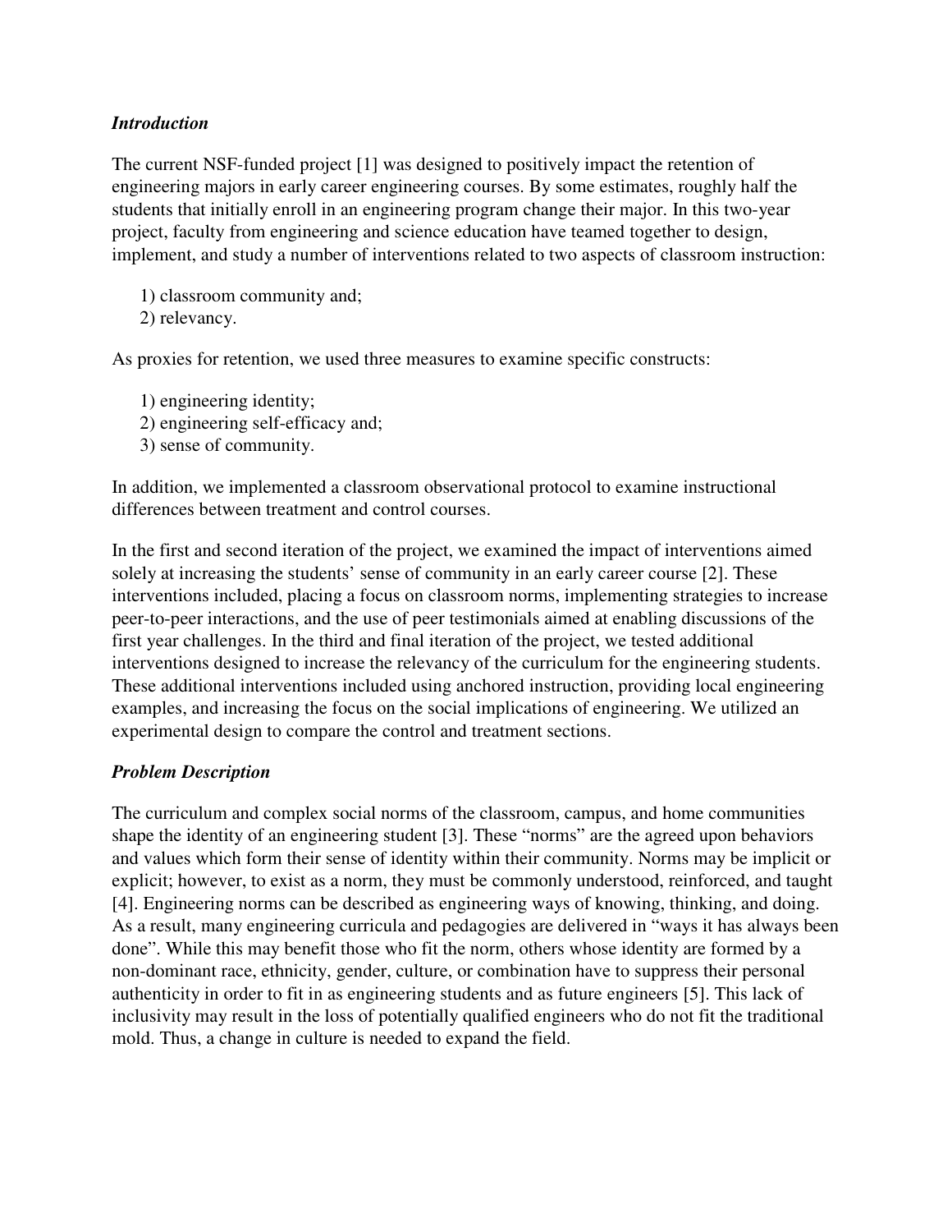### *Introduction*

The current NSF-funded project [1] was designed to positively impact the retention of engineering majors in early career engineering courses. By some estimates, roughly half the students that initially enroll in an engineering program change their major. In this two-year project, faculty from engineering and science education have teamed together to design, implement, and study a number of interventions related to two aspects of classroom instruction:

1) classroom community and;
2) relevancy.

As proxies for retention, we used three measures to examine specific constructs:

1) engineering identity;
2) engineering self-efficacy and;
3) sense of community.

In addition, we implemented a classroom observational protocol to examine instructional differences between treatment and control courses.

In the first and second iteration of the project, we examined the impact of interventions aimed solely at increasing the students' sense of community in an early career course [2]. These interventions included, placing a focus on classroom norms, implementing strategies to increase peer-to-peer interactions, and the use of peer testimonials aimed at enabling discussions of the first year challenges. In the third and final iteration of the project, we tested additional interventions designed to increase the relevancy of the curriculum for the engineering students. These additional interventions included using anchored instruction, providing local engineering examples, and increasing the focus on the social implications of engineering. We utilized an experimental design to compare the control and treatment sections.

### *Problem Description*

The curriculum and complex social norms of the classroom, campus, and home communities shape the identity of an engineering student [3]. These "norms" are the agreed upon behaviors and values which form their sense of identity within their community. Norms may be implicit or explicit; however, to exist as a norm, they must be commonly understood, reinforced, and taught [4]. Engineering norms can be described as engineering ways of knowing, thinking, and doing. As a result, many engineering curricula and pedagogies are delivered in "ways it has always been done". While this may benefit those who fit the norm, others whose identity are formed by a non-dominant race, ethnicity, gender, culture, or combination have to suppress their personal authenticity in order to fit in as engineering students and as future engineers [5]. This lack of inclusivity may result in the loss of potentially qualified engineers who do not fit the traditional mold. Thus, a change in culture is needed to expand the field.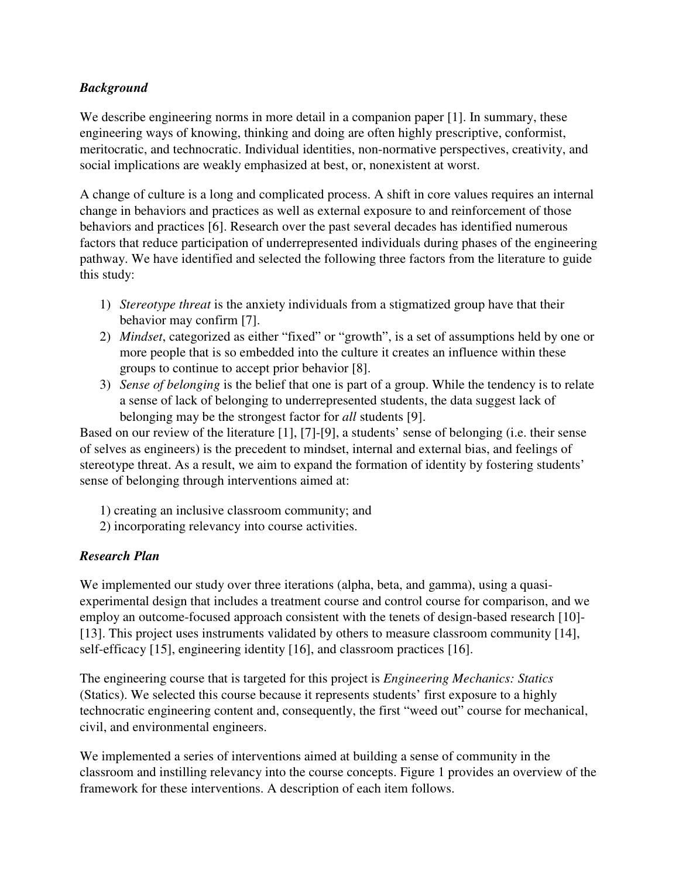### *Background*

We describe engineering norms in more detail in a companion paper [1]. In summary, these engineering ways of knowing, thinking and doing are often highly prescriptive, conformist, meritocratic, and technocratic. Individual identities, non-normative perspectives, creativity, and social implications are weakly emphasized at best, or, nonexistent at worst.

A change of culture is a long and complicated process. A shift in core values requires an internal change in behaviors and practices as well as external exposure to and reinforcement of those behaviors and practices [6]. Research over the past several decades has identified numerous factors that reduce participation of underrepresented individuals during phases of the engineering pathway. We have identified and selected the following three factors from the literature to guide this study:

1) *Stereotype threat* is the anxiety individuals from a stigmatized group have that their behavior may confirm [7].
2) *Mindset*, categorized as either "fixed" or "growth", is a set of assumptions held by one or more people that is so embedded into the culture it creates an influence within these groups to continue to accept prior behavior [8].
3) *Sense of belonging* is the belief that one is part of a group. While the tendency is to relate a sense of lack of belonging to underrepresented students, the data suggest lack of belonging may be the strongest factor for *all* students [9].

Based on our review of the literature [1], [7]-[9], a students' sense of belonging (i.e. their sense of selves as engineers) is the precedent to mindset, internal and external bias, and feelings of stereotype threat. As a result, we aim to expand the formation of identity by fostering students' sense of belonging through interventions aimed at:

1) creating an inclusive classroom community; and
2) incorporating relevancy into course activities.

### *Research Plan*

We implemented our study over three iterations (alpha, beta, and gamma), using a quasi-experimental design that includes a treatment course and control course for comparison, and we employ an outcome-focused approach consistent with the tenets of design-based research [10]-[13]. This project uses instruments validated by others to measure classroom community [14], self-efficacy [15], engineering identity [16], and classroom practices [16].

The engineering course that is targeted for this project is *Engineering Mechanics: Statics* (Statics). We selected this course because it represents students' first exposure to a highly technocratic engineering content and, consequently, the first "weed out" course for mechanical, civil, and environmental engineers.

We implemented a series of interventions aimed at building a sense of community in the classroom and instilling relevancy into the course concepts. Figure 1 provides an overview of the framework for these interventions. A description of each item follows.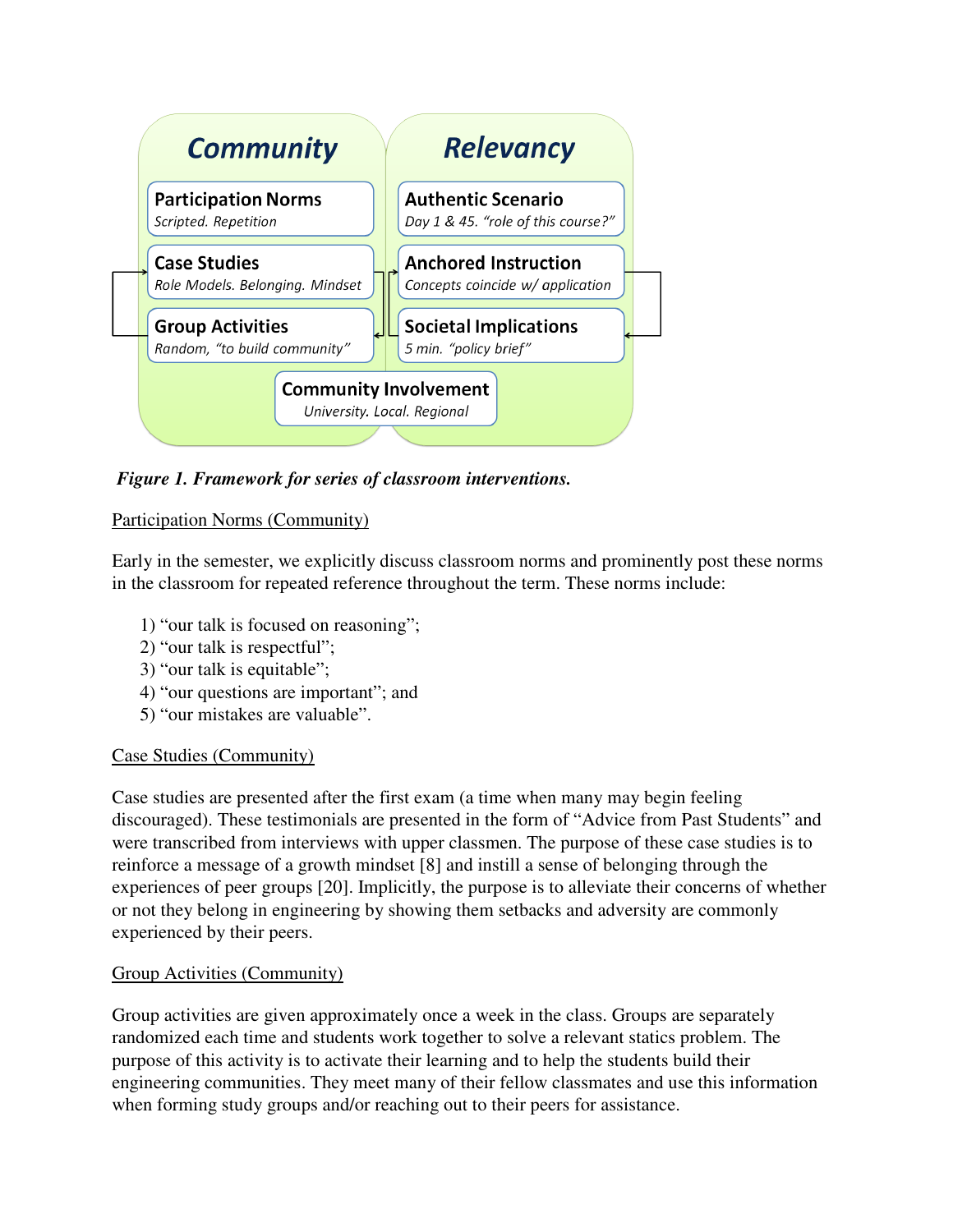**Community**

**Participation Norms**
*Scripted. Repetition*

**Case Studies**
*Role Models. Belonging. Mindset*

**Group Activities**
*Random, "to build community"*

**Relevancy**

**Authentic Scenario**
*Day 1 & 45. "role of this course?"*

**Anchored Instruction**
*Concepts coincide w/ application*

**Societal Implications**
*5 min. "policy brief"*

**Community Involvement**
*University. Local. Regional*

***Figure 1. Framework for series of classroom interventions.***

Participation Norms (Community)

Early in the semester, we explicitly discuss classroom norms and prominently post these norms in the classroom for repeated reference throughout the term. These norms include:

1) "our talk is focused on reasoning";
2) "our talk is respectful";
3) "our talk is equitable";
4) "our questions are important"; and
5) "our mistakes are valuable".

Case Studies (Community)

Case studies are presented after the first exam (a time when many may begin feeling discouraged). These testimonials are presented in the form of "Advice from Past Students" and were transcribed from interviews with upper classmen. The purpose of these case studies is to reinforce a message of a growth mindset [8] and instill a sense of belonging through the experiences of peer groups [20]. Implicitly, the purpose is to alleviate their concerns of whether or not they belong in engineering by showing them setbacks and adversity are commonly experienced by their peers.

Group Activities (Community)

Group activities are given approximately once a week in the class. Groups are separately randomized each time and students work together to solve a relevant statics problem. The purpose of this activity is to activate their learning and to help the students build their engineering communities. They meet many of their fellow classmates and use this information when forming study groups and/or reaching out to their peers for assistance.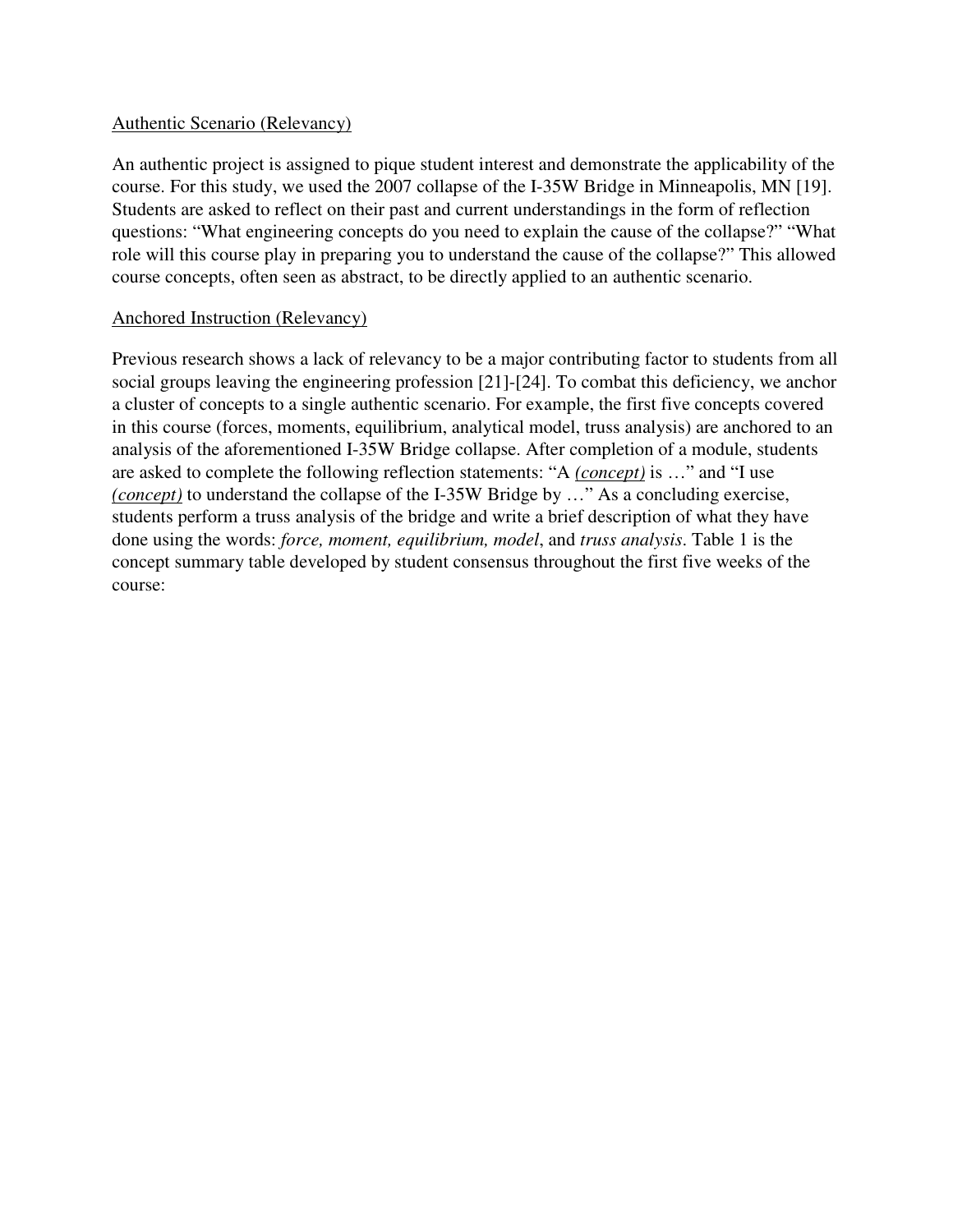<u>Authentic Scenario (Relevancy)</u>

An authentic project is assigned to pique student interest and demonstrate the applicability of the course. For this study, we used the 2007 collapse of the I-35W Bridge in Minneapolis, MN [19]. Students are asked to reflect on their past and current understandings in the form of reflection questions: "What engineering concepts do you need to explain the cause of the collapse?" "What role will this course play in preparing you to understand the cause of the collapse?" This allowed course concepts, often seen as abstract, to be directly applied to an authentic scenario.

<u>Anchored Instruction (Relevancy)</u>

Previous research shows a lack of relevancy to be a major contributing factor to students from all social groups leaving the engineering profession [21]-[24]. To combat this deficiency, we anchor a cluster of concepts to a single authentic scenario. For example, the first five concepts covered in this course (forces, moments, equilibrium, analytical model, truss analysis) are anchored to an analysis of the aforementioned I-35W Bridge collapse. After completion of a module, students are asked to complete the following reflection statements: "A <u>*(concept)*</u> is …" and "I use <u>*(concept)*</u> to understand the collapse of the I-35W Bridge by …" As a concluding exercise, students perform a truss analysis of the bridge and write a brief description of what they have done using the words: *force, moment, equilibrium, model*, and *truss analysis*. Table 1 is the concept summary table developed by student consensus throughout the first five weeks of the course: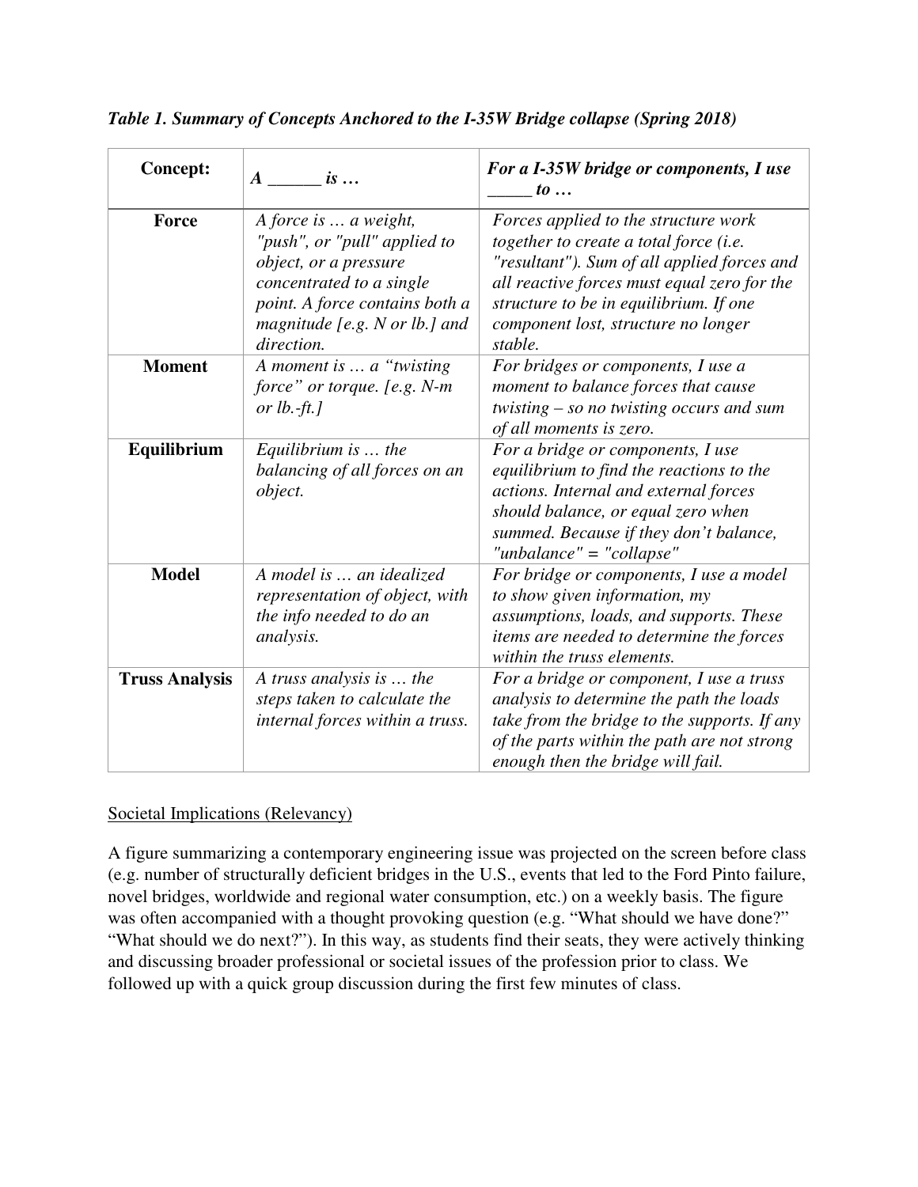***Table 1. Summary of Concepts Anchored to the I-35W Bridge collapse (Spring 2018)***

| **Concept:** | ***A \_\_\_\_\_\_ is …*** | ***For a I-35W bridge or components, I use \_\_\_\_\_ to …*** |
|---|---|---|
| **Force** | *A force is … a weight, "push", or "pull" applied to object, or a pressure concentrated to a single point. A force contains both a magnitude [e.g. N or lb.] and direction.* | *Forces applied to the structure work together to create a total force (i.e. "resultant"). Sum of all applied forces and all reactive forces must equal zero for the structure to be in equilibrium. If one component lost, structure no longer stable.* |
| **Moment** | *A moment is … a "twisting force" or torque. [e.g. N-m or lb.-ft.]* | *For bridges or components, I use a moment to balance forces that cause twisting – so no twisting occurs and sum of all moments is zero.* |
| **Equilibrium** | *Equilibrium is … the balancing of all forces on an object.* | *For a bridge or components, I use equilibrium to find the reactions to the actions. Internal and external forces should balance, or equal zero when summed. Because if they don't balance, "unbalance" = "collapse"* |
| **Model** | *A model is … an idealized representation of object, with the info needed to do an analysis.* | *For bridge or components, I use a model to show given information, my assumptions, loads, and supports. These items are needed to determine the forces within the truss elements.* |
| **Truss Analysis** | *A truss analysis is … the steps taken to calculate the internal forces within a truss.* | *For a bridge or component, I use a truss analysis to determine the path the loads take from the bridge to the supports. If any of the parts within the path are not strong enough then the bridge will fail.* |

<u>Societal Implications (Relevancy)</u>

A figure summarizing a contemporary engineering issue was projected on the screen before class (e.g. number of structurally deficient bridges in the U.S., events that led to the Ford Pinto failure, novel bridges, worldwide and regional water consumption, etc.) on a weekly basis. The figure was often accompanied with a thought provoking question (e.g. "What should we have done?" "What should we do next?"). In this way, as students find their seats, they were actively thinking and discussing broader professional or societal issues of the profession prior to class. We followed up with a quick group discussion during the first few minutes of class.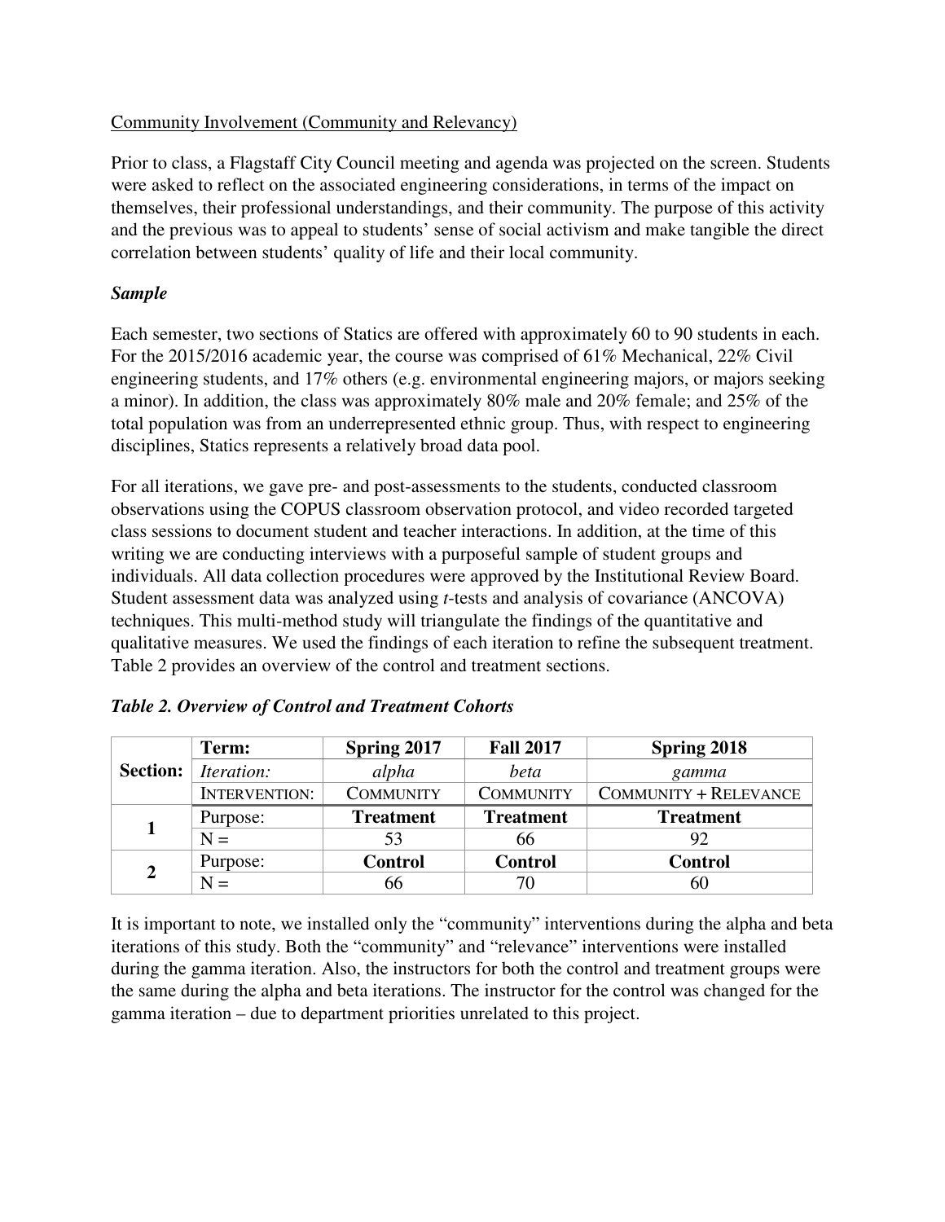<u>Community Involvement (Community and Relevancy)</u>

Prior to class, a Flagstaff City Council meeting and agenda was projected on the screen. Students were asked to reflect on the associated engineering considerations, in terms of the impact on themselves, their professional understandings, and their community. The purpose of this activity and the previous was to appeal to students' sense of social activism and make tangible the direct correlation between students' quality of life and their local community.

***Sample***

Each semester, two sections of Statics are offered with approximately 60 to 90 students in each. For the 2015/2016 academic year, the course was comprised of 61% Mechanical, 22% Civil engineering students, and 17% others (e.g. environmental engineering majors, or majors seeking a minor). In addition, the class was approximately 80% male and 20% female; and 25% of the total population was from an underrepresented ethnic group. Thus, with respect to engineering disciplines, Statics represents a relatively broad data pool.

For all iterations, we gave pre- and post-assessments to the students, conducted classroom observations using the COPUS classroom observation protocol, and video recorded targeted class sessions to document student and teacher interactions. In addition, at the time of this writing we are conducting interviews with a purposeful sample of student groups and individuals. All data collection procedures were approved by the Institutional Review Board. Student assessment data was analyzed using *t*-tests and analysis of covariance (ANCOVA) techniques. This multi-method study will triangulate the findings of the quantitative and qualitative measures. We used the findings of each iteration to refine the subsequent treatment. Table 2 provides an overview of the control and treatment sections.

***Table 2. Overview of Control and Treatment Cohorts***

| | | | | |
|---|---|---|---|---|
| **Section:** | **Term:** | **Spring 2017** | **Fall 2017** | **Spring 2018** |
| | *Iteration:* | *alpha* | *beta* | *gamma* |
| | INTERVENTION: | COMMUNITY | COMMUNITY | COMMUNITY + RELEVANCE |
| **1** | Purpose: | **Treatment** | **Treatment** | **Treatment** |
| | N = | 53 | 66 | 92 |
| **2** | Purpose: | **Control** | **Control** | **Control** |
| | N = | 66 | 70 | 60 |

It is important to note, we installed only the "community" interventions during the alpha and beta iterations of this study. Both the "community" and "relevance" interventions were installed during the gamma iteration. Also, the instructors for both the control and treatment groups were the same during the alpha and beta iterations. The instructor for the control was changed for the gamma iteration – due to department priorities unrelated to this project.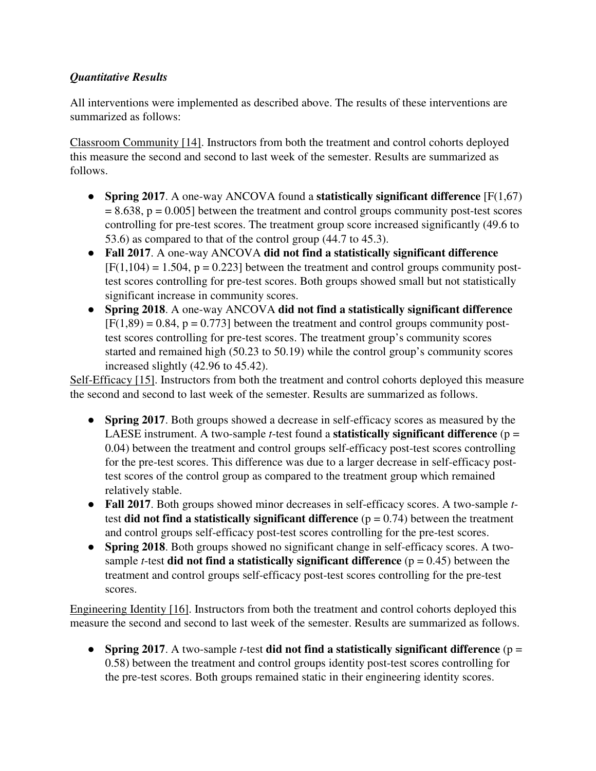### *Quantitative Results*

All interventions were implemented as described above. The results of these interventions are summarized as follows:

Classroom Community [14]. Instructors from both the treatment and control cohorts deployed this measure the second and second to last week of the semester. Results are summarized as follows.

- **Spring 2017**. A one-way ANCOVA found a **statistically significant difference** [$F(1,67) = 8.638$, $p = 0.005$] between the treatment and control groups community post-test scores controlling for pre-test scores. The treatment group score increased significantly (49.6 to 53.6) as compared to that of the control group (44.7 to 45.3).
- **Fall 2017**. A one-way ANCOVA **did not find a statistically significant difference** [$F(1,104) = 1.504$, $p = 0.223$] between the treatment and control groups community post-test scores controlling for pre-test scores. Both groups showed small but not statistically significant increase in community scores.
- **Spring 2018**. A one-way ANCOVA **did not find a statistically significant difference** [$F(1,89) = 0.84$, $p = 0.773$] between the treatment and control groups community post-test scores controlling for pre-test scores. The treatment group's community scores started and remained high (50.23 to 50.19) while the control group's community scores increased slightly (42.96 to 45.42).

Self-Efficacy [15]. Instructors from both the treatment and control cohorts deployed this measure the second and second to last week of the semester. Results are summarized as follows.

- **Spring 2017**. Both groups showed a decrease in self-efficacy scores as measured by the LAESE instrument. A two-sample *t*-test found a **statistically significant difference** ($p = 0.04$) between the treatment and control groups self-efficacy post-test scores controlling for the pre-test scores. This difference was due to a larger decrease in self-efficacy post-test scores of the control group as compared to the treatment group which remained relatively stable.
- **Fall 2017**. Both groups showed minor decreases in self-efficacy scores. A two-sample *t*-test **did not find a statistically significant difference** ($p = 0.74$) between the treatment and control groups self-efficacy post-test scores controlling for the pre-test scores.
- **Spring 2018**. Both groups showed no significant change in self-efficacy scores. A two-sample *t*-test **did not find a statistically significant difference** ($p = 0.45$) between the treatment and control groups self-efficacy post-test scores controlling for the pre-test scores.

Engineering Identity [16]. Instructors from both the treatment and control cohorts deployed this measure the second and second to last week of the semester. Results are summarized as follows.

- **Spring 2017**. A two-sample *t*-test **did not find a statistically significant difference** ($p = 0.58$) between the treatment and control groups identity post-test scores controlling for the pre-test scores. Both groups remained static in their engineering identity scores.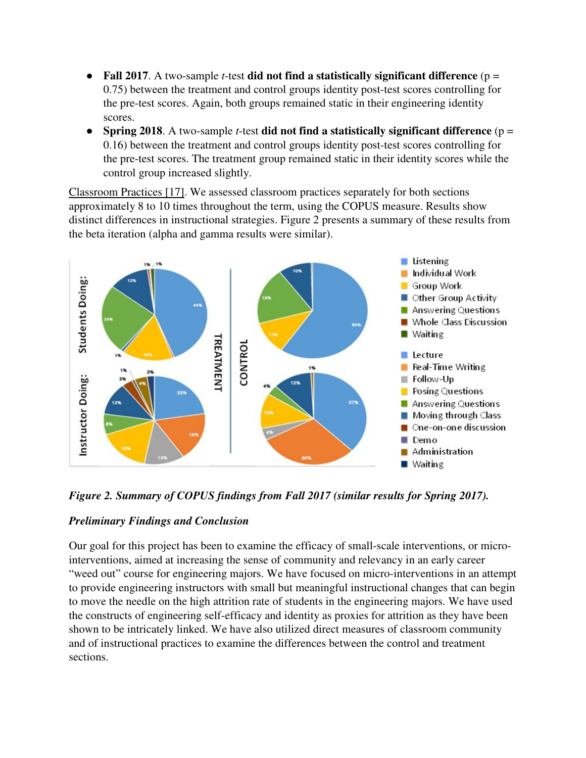- **Fall 2017**. A two-sample *t*-test **did not find a statistically significant difference** ($p = 0.75$) between the treatment and control groups identity post-test scores controlling for the pre-test scores. Again, both groups remained static in their engineering identity scores.
- **Spring 2018**. A two-sample *t*-test **did not find a statistically significant difference** ($p = 0.16$) between the treatment and control groups identity post-test scores controlling for the pre-test scores. The treatment group remained static in their identity scores while the control group increased slightly.

Classroom Practices [17]. We assessed classroom practices separately for both sections approximately 8 to 10 times throughout the term, using the COPUS measure. Results show distinct differences in instructional strategies. Figure 2 presents a summary of these results from the beta iteration (alpha and gamma results were similar).

*Figure 2. Summary of COPUS findings from Fall 2017 (similar results for Spring 2017).*

***Preliminary Findings and Conclusion***

Our goal for this project has been to examine the efficacy of small-scale interventions, or micro-interventions, aimed at increasing the sense of community and relevancy in an early career "weed out" course for engineering majors. We have focused on micro-interventions in an attempt to provide engineering instructors with small but meaningful instructional changes that can begin to move the needle on the high attrition rate of students in the engineering majors. We have used the constructs of engineering self-efficacy and identity as proxies for attrition as they have been shown to be intricately linked. We have also utilized direct measures of classroom community and of instructional practices to examine the differences between the control and treatment sections.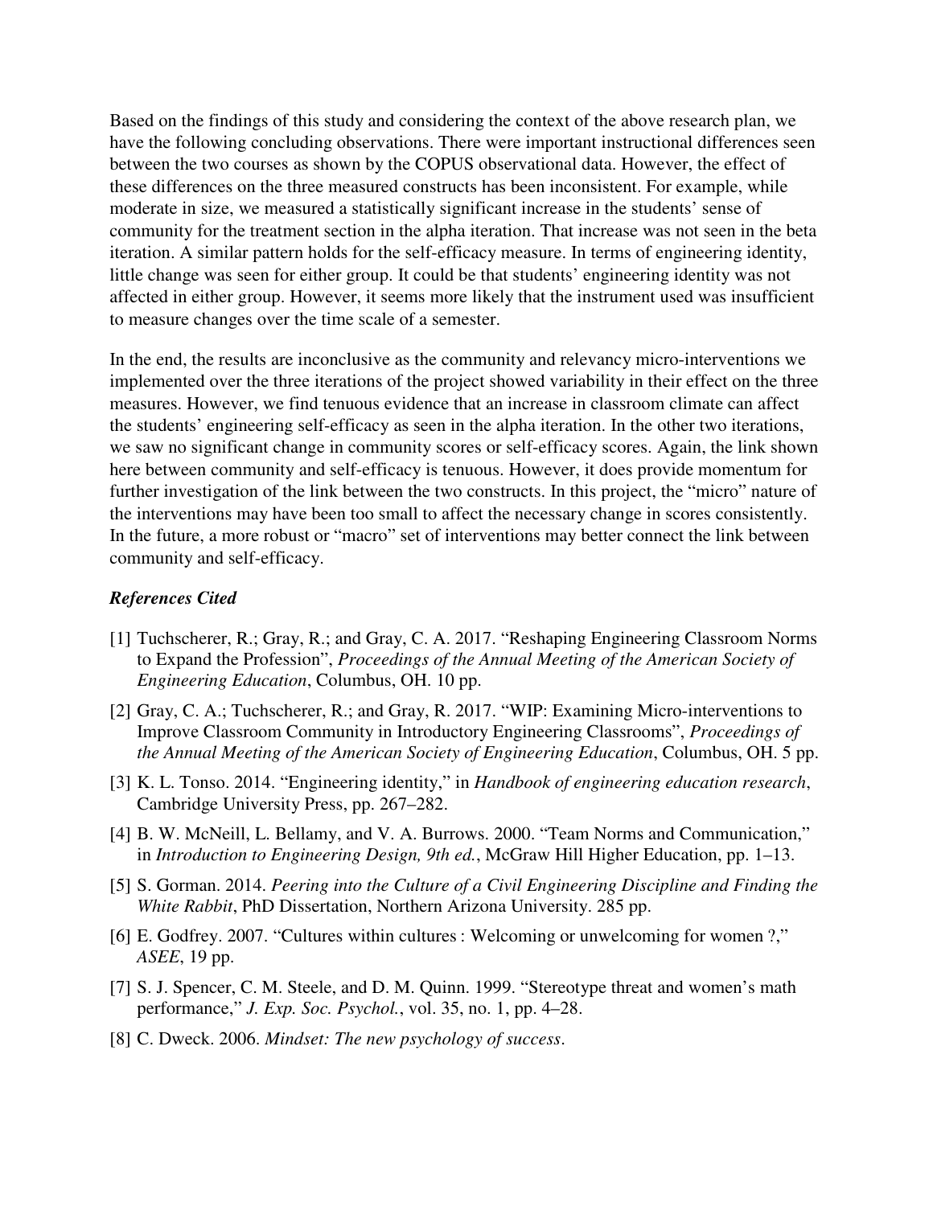Based on the findings of this study and considering the context of the above research plan, we have the following concluding observations. There were important instructional differences seen between the two courses as shown by the COPUS observational data. However, the effect of these differences on the three measured constructs has been inconsistent. For example, while moderate in size, we measured a statistically significant increase in the students' sense of community for the treatment section in the alpha iteration. That increase was not seen in the beta iteration. A similar pattern holds for the self-efficacy measure. In terms of engineering identity, little change was seen for either group. It could be that students' engineering identity was not affected in either group. However, it seems more likely that the instrument used was insufficient to measure changes over the time scale of a semester.

In the end, the results are inconclusive as the community and relevancy micro-interventions we implemented over the three iterations of the project showed variability in their effect on the three measures. However, we find tenuous evidence that an increase in classroom climate can affect the students' engineering self-efficacy as seen in the alpha iteration. In the other two iterations, we saw no significant change in community scores or self-efficacy scores. Again, the link shown here between community and self-efficacy is tenuous. However, it does provide momentum for further investigation of the link between the two constructs. In this project, the "micro" nature of the interventions may have been too small to affect the necessary change in scores consistently. In the future, a more robust or "macro" set of interventions may better connect the link between community and self-efficacy.

### *References Cited*

[1] Tuchscherer, R.; Gray, R.; and Gray, C. A. 2017. "Reshaping Engineering Classroom Norms to Expand the Profession", *Proceedings of the Annual Meeting of the American Society of Engineering Education*, Columbus, OH. 10 pp.

[2] Gray, C. A.; Tuchscherer, R.; and Gray, R. 2017. "WIP: Examining Micro-interventions to Improve Classroom Community in Introductory Engineering Classrooms", *Proceedings of the Annual Meeting of the American Society of Engineering Education*, Columbus, OH. 5 pp.

[3] K. L. Tonso. 2014. "Engineering identity," in *Handbook of engineering education research*, Cambridge University Press, pp. 267–282.

[4] B. W. McNeill, L. Bellamy, and V. A. Burrows. 2000. "Team Norms and Communication," in *Introduction to Engineering Design, 9th ed.*, McGraw Hill Higher Education, pp. 1–13.

[5] S. Gorman. 2014. *Peering into the Culture of a Civil Engineering Discipline and Finding the White Rabbit*, PhD Dissertation, Northern Arizona University. 285 pp.

[6] E. Godfrey. 2007. "Cultures within cultures : Welcoming or unwelcoming for women ?," *ASEE*, 19 pp.

[7] S. J. Spencer, C. M. Steele, and D. M. Quinn. 1999. "Stereotype threat and women's math performance," *J. Exp. Soc. Psychol.*, vol. 35, no. 1, pp. 4–28.

[8] C. Dweck. 2006. *Mindset: The new psychology of success*.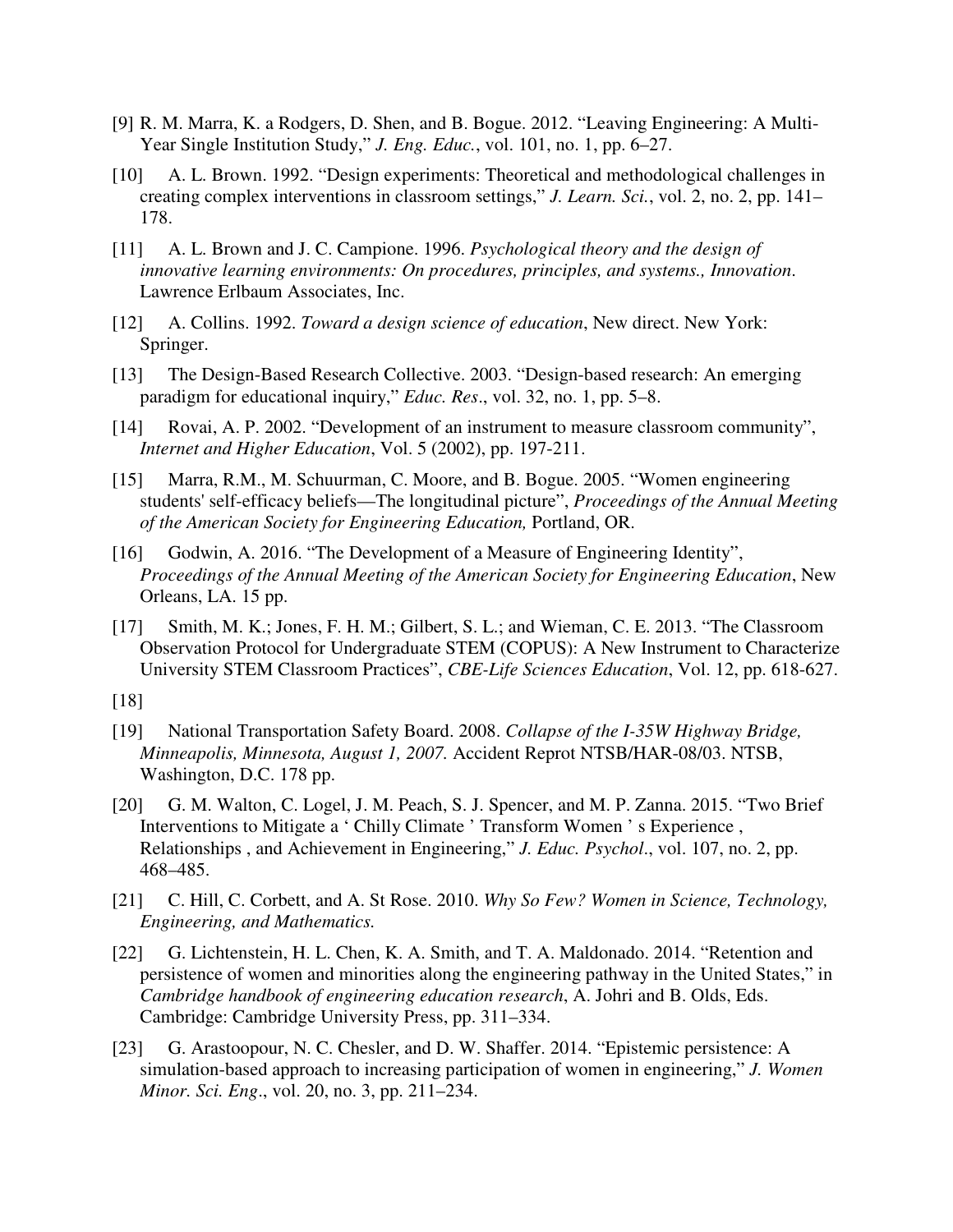[9] R. M. Marra, K. a Rodgers, D. Shen, and B. Bogue. 2012. "Leaving Engineering: A Multi-Year Single Institution Study," *J. Eng. Educ.*, vol. 101, no. 1, pp. 6–27.

[10] A. L. Brown. 1992. "Design experiments: Theoretical and methodological challenges in creating complex interventions in classroom settings," *J. Learn. Sci.*, vol. 2, no. 2, pp. 141–178.

[11] A. L. Brown and J. C. Campione. 1996. *Psychological theory and the design of innovative learning environments: On procedures, principles, and systems., Innovation*. Lawrence Erlbaum Associates, Inc.

[12] A. Collins. 1992. *Toward a design science of education*, New direct. New York: Springer.

[13] The Design-Based Research Collective. 2003. "Design-based research: An emerging paradigm for educational inquiry," *Educ. Res*., vol. 32, no. 1, pp. 5–8.

[14] Rovai, A. P. 2002. "Development of an instrument to measure classroom community", *Internet and Higher Education*, Vol. 5 (2002), pp. 197-211.

[15] Marra, R.M., M. Schuurman, C. Moore, and B. Bogue. 2005. "Women engineering students' self-efficacy beliefs—The longitudinal picture", *Proceedings of the Annual Meeting of the American Society for Engineering Education,* Portland, OR.

[16] Godwin, A. 2016. "The Development of a Measure of Engineering Identity", *Proceedings of the Annual Meeting of the American Society for Engineering Education*, New Orleans, LA. 15 pp.

[17] Smith, M. K.; Jones, F. H. M.; Gilbert, S. L.; and Wieman, C. E. 2013. "The Classroom Observation Protocol for Undergraduate STEM (COPUS): A New Instrument to Characterize University STEM Classroom Practices", *CBE-Life Sciences Education*, Vol. 12, pp. 618-627.

[18]

[19] National Transportation Safety Board. 2008. *Collapse of the I-35W Highway Bridge, Minneapolis, Minnesota, August 1, 2007.* Accident Reprot NTSB/HAR-08/03. NTSB, Washington, D.C. 178 pp.

[20] G. M. Walton, C. Logel, J. M. Peach, S. J. Spencer, and M. P. Zanna. 2015. "Two Brief Interventions to Mitigate a ' Chilly Climate ' Transform Women ' s Experience , Relationships , and Achievement in Engineering," *J. Educ. Psychol*., vol. 107, no. 2, pp. 468–485.

[21] C. Hill, C. Corbett, and A. St Rose. 2010. *Why So Few? Women in Science, Technology, Engineering, and Mathematics.*

[22] G. Lichtenstein, H. L. Chen, K. A. Smith, and T. A. Maldonado. 2014. "Retention and persistence of women and minorities along the engineering pathway in the United States," in *Cambridge handbook of engineering education research*, A. Johri and B. Olds, Eds. Cambridge: Cambridge University Press, pp. 311–334.

[23] G. Arastoopour, N. C. Chesler, and D. W. Shaffer. 2014. "Epistemic persistence: A simulation-based approach to increasing participation of women in engineering," *J. Women Minor. Sci. Eng*., vol. 20, no. 3, pp. 211–234.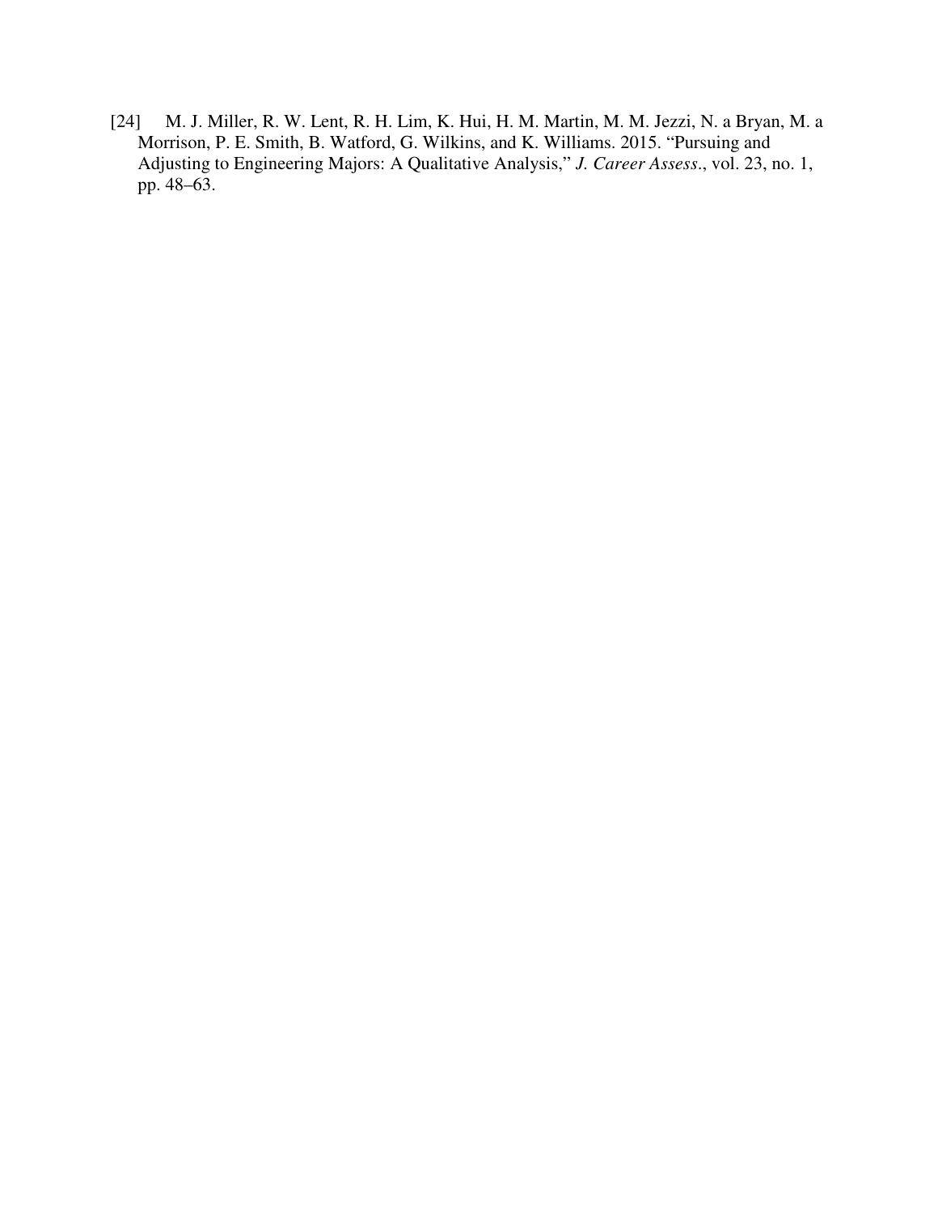[24] M. J. Miller, R. W. Lent, R. H. Lim, K. Hui, H. M. Martin, M. M. Jezzi, N. a Bryan, M. a Morrison, P. E. Smith, B. Watford, G. Wilkins, and K. Williams. 2015. "Pursuing and Adjusting to Engineering Majors: A Qualitative Analysis," *J. Career Assess*., vol. 23, no. 1, pp. 48–63.